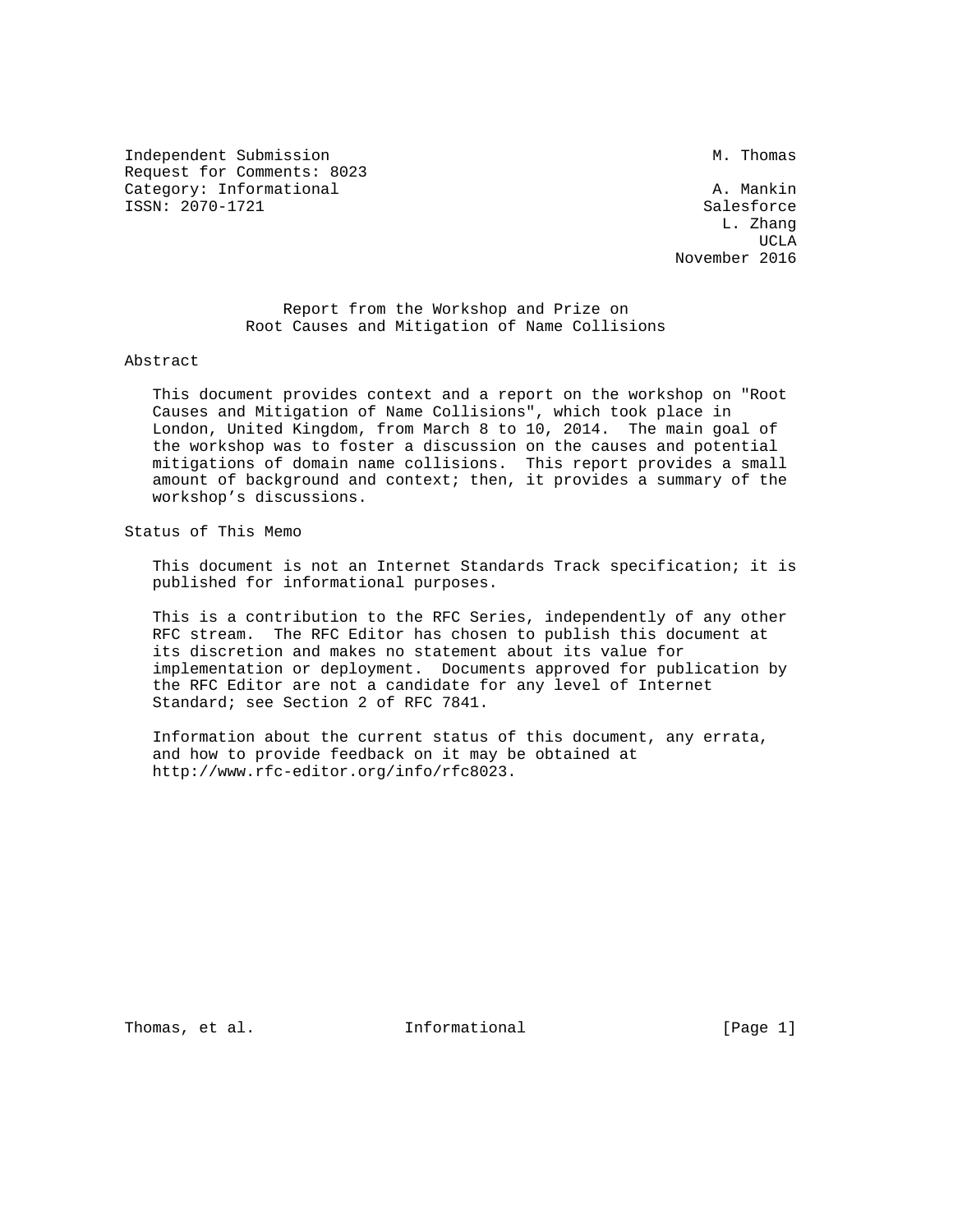Independent Submission M. Thomas
Request for Comments: 8023
Category: Informational A. Mankin
ISSN: 2070-1721 Salesforce
L. Zhang
UCLA
November 2016

# Report from the Workshop and Prize on Root Causes and Mitigation of Name Collisions

## Abstract

This document provides context and a report on the workshop on "Root Causes and Mitigation of Name Collisions", which took place in London, United Kingdom, from March 8 to 10, 2014. The main goal of the workshop was to foster a discussion on the causes and potential mitigations of domain name collisions. This report provides a small amount of background and context; then, it provides a summary of the workshop's discussions.

## Status of This Memo

This document is not an Internet Standards Track specification; it is published for informational purposes.

This is a contribution to the RFC Series, independently of any other RFC stream. The RFC Editor has chosen to publish this document at its discretion and makes no statement about its value for implementation or deployment. Documents approved for publication by the RFC Editor are not a candidate for any level of Internet Standard; see Section 2 of RFC 7841.

Information about the current status of this document, any errata, and how to provide feedback on it may be obtained at http://www.rfc-editor.org/info/rfc8023.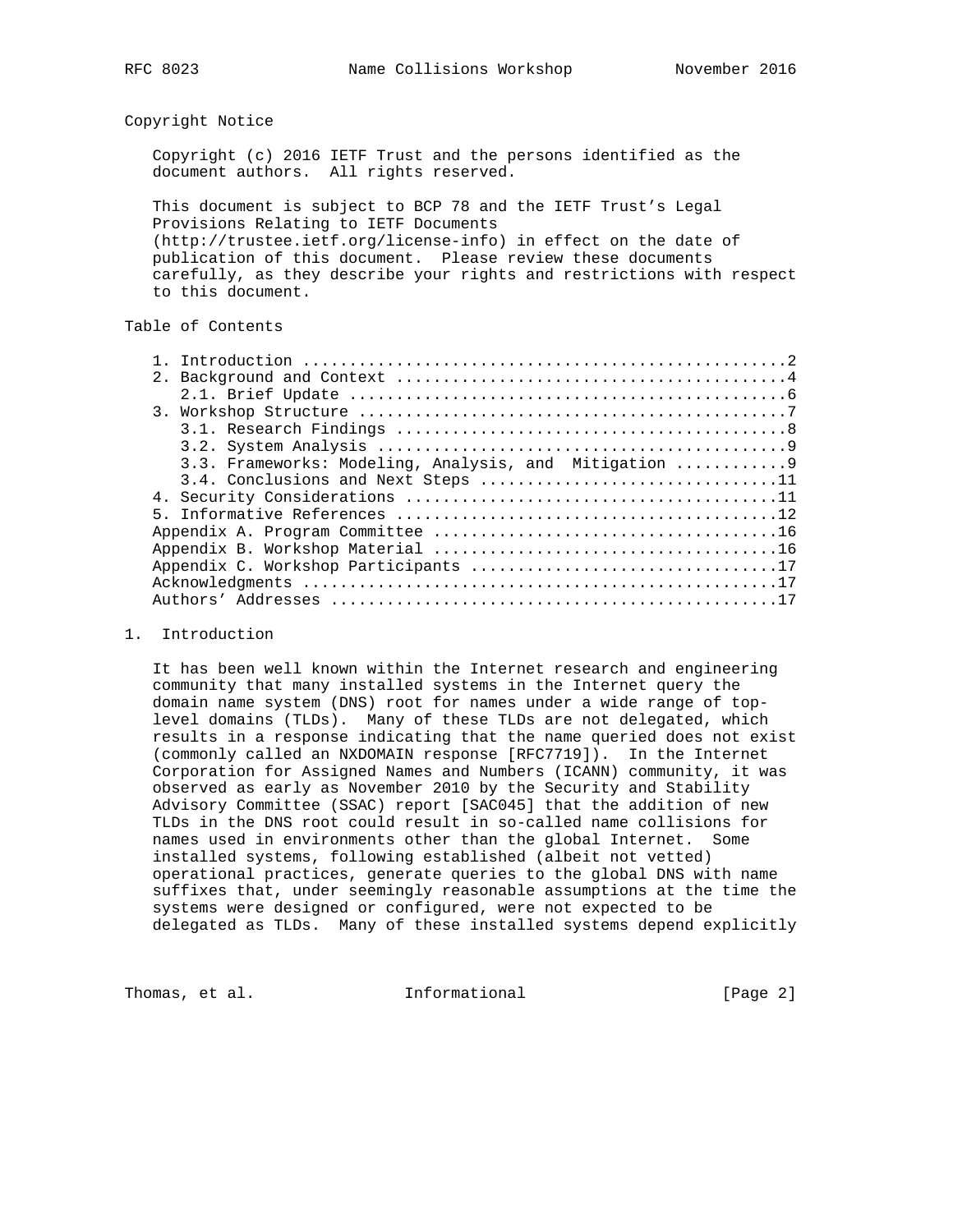Copyright Notice

Copyright (c) 2016 IETF Trust and the persons identified as the document authors. All rights reserved.

This document is subject to BCP 78 and the IETF Trust's Legal Provisions Relating to IETF Documents (http://trustee.ietf.org/license-info) in effect on the date of publication of this document. Please review these documents carefully, as they describe your rights and restrictions with respect to this document.

Table of Contents

```
   1. Introduction ....................................................2
   2. Background and Context ..........................................4
      2.1. Brief Update ...............................................6
   3. Workshop Structure ..............................................7
      3.1. Research Findings ..........................................8
      3.2. System Analysis ............................................9
      3.3. Frameworks: Modeling, Analysis, and  Mitigation ............9
      3.4. Conclusions and Next Steps ................................11
   4. Security Considerations ........................................11
   5. Informative References .........................................12
   Appendix A. Program Committee .....................................16
   Appendix B. Workshop Material .....................................16
   Appendix C. Workshop Participants .................................17
   Acknowledgments ...................................................17
   Authors' Addresses ................................................17
```

## 1. Introduction

It has been well known within the Internet research and engineering community that many installed systems in the Internet query the domain name system (DNS) root for names under a wide range of top-level domains (TLDs). Many of these TLDs are not delegated, which results in a response indicating that the name queried does not exist (commonly called an NXDOMAIN response [RFC7719]). In the Internet Corporation for Assigned Names and Numbers (ICANN) community, it was observed as early as November 2010 by the Security and Stability Advisory Committee (SSAC) report [SAC045] that the addition of new TLDs in the DNS root could result in so-called name collisions for names used in environments other than the global Internet. Some installed systems, following established (albeit not vetted) operational practices, generate queries to the global DNS with name suffixes that, under seemingly reasonable assumptions at the time the systems were designed or configured, were not expected to be delegated as TLDs. Many of these installed systems depend explicitly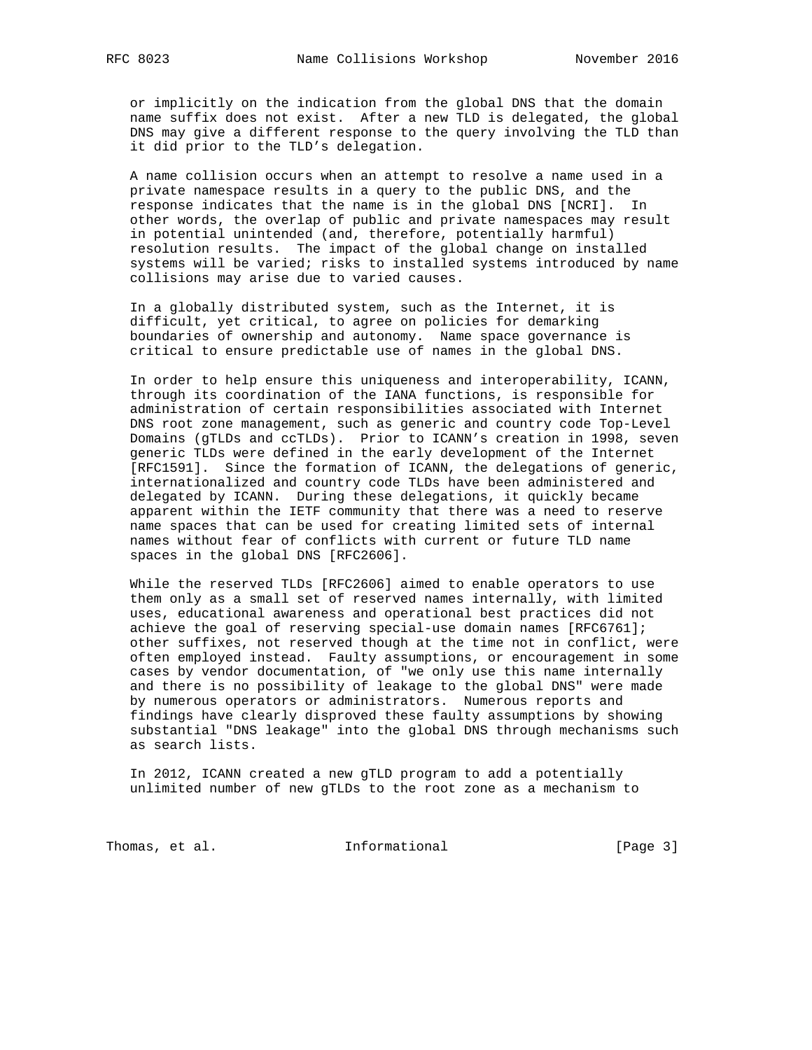or implicitly on the indication from the global DNS that the domain name suffix does not exist. After a new TLD is delegated, the global DNS may give a different response to the query involving the TLD than it did prior to the TLD's delegation.

A name collision occurs when an attempt to resolve a name used in a private namespace results in a query to the public DNS, and the response indicates that the name is in the global DNS [NCRI]. In other words, the overlap of public and private namespaces may result in potential unintended (and, therefore, potentially harmful) resolution results. The impact of the global change on installed systems will be varied; risks to installed systems introduced by name collisions may arise due to varied causes.

In a globally distributed system, such as the Internet, it is difficult, yet critical, to agree on policies for demarking boundaries of ownership and autonomy. Name space governance is critical to ensure predictable use of names in the global DNS.

In order to help ensure this uniqueness and interoperability, ICANN, through its coordination of the IANA functions, is responsible for administration of certain responsibilities associated with Internet DNS root zone management, such as generic and country code Top-Level Domains (gTLDs and ccTLDs). Prior to ICANN's creation in 1998, seven generic TLDs were defined in the early development of the Internet [RFC1591]. Since the formation of ICANN, the delegations of generic, internationalized and country code TLDs have been administered and delegated by ICANN. During these delegations, it quickly became apparent within the IETF community that there was a need to reserve name spaces that can be used for creating limited sets of internal names without fear of conflicts with current or future TLD name spaces in the global DNS [RFC2606].

While the reserved TLDs [RFC2606] aimed to enable operators to use them only as a small set of reserved names internally, with limited uses, educational awareness and operational best practices did not achieve the goal of reserving special-use domain names [RFC6761]; other suffixes, not reserved though at the time not in conflict, were often employed instead. Faulty assumptions, or encouragement in some cases by vendor documentation, of "we only use this name internally and there is no possibility of leakage to the global DNS" were made by numerous operators or administrators. Numerous reports and findings have clearly disproved these faulty assumptions by showing substantial "DNS leakage" into the global DNS through mechanisms such as search lists.

In 2012, ICANN created a new gTLD program to add a potentially unlimited number of new gTLDs to the root zone as a mechanism to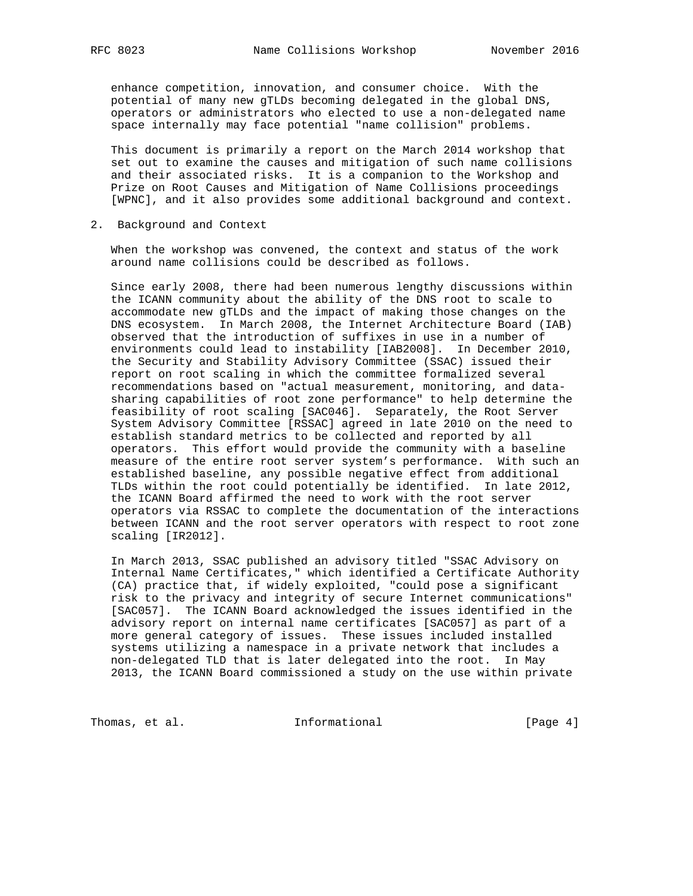enhance competition, innovation, and consumer choice. With the potential of many new gTLDs becoming delegated in the global DNS, operators or administrators who elected to use a non-delegated name space internally may face potential "name collision" problems.

This document is primarily a report on the March 2014 workshop that set out to examine the causes and mitigation of such name collisions and their associated risks. It is a companion to the Workshop and Prize on Root Causes and Mitigation of Name Collisions proceedings [WPNC], and it also provides some additional background and context.

## 2. Background and Context

When the workshop was convened, the context and status of the work around name collisions could be described as follows.

Since early 2008, there had been numerous lengthy discussions within the ICANN community about the ability of the DNS root to scale to accommodate new gTLDs and the impact of making those changes on the DNS ecosystem. In March 2008, the Internet Architecture Board (IAB) observed that the introduction of suffixes in use in a number of environments could lead to instability [IAB2008]. In December 2010, the Security and Stability Advisory Committee (SSAC) issued their report on root scaling in which the committee formalized several recommendations based on "actual measurement, monitoring, and data-sharing capabilities of root zone performance" to help determine the feasibility of root scaling [SAC046]. Separately, the Root Server System Advisory Committee [RSSAC] agreed in late 2010 on the need to establish standard metrics to be collected and reported by all operators. This effort would provide the community with a baseline measure of the entire root server system's performance. With such an established baseline, any possible negative effect from additional TLDs within the root could potentially be identified. In late 2012, the ICANN Board affirmed the need to work with the root server operators via RSSAC to complete the documentation of the interactions between ICANN and the root server operators with respect to root zone scaling [IR2012].

In March 2013, SSAC published an advisory titled "SSAC Advisory on Internal Name Certificates," which identified a Certificate Authority (CA) practice that, if widely exploited, "could pose a significant risk to the privacy and integrity of secure Internet communications" [SAC057]. The ICANN Board acknowledged the issues identified in the advisory report on internal name certificates [SAC057] as part of a more general category of issues. These issues included installed systems utilizing a namespace in a private network that includes a non-delegated TLD that is later delegated into the root. In May 2013, the ICANN Board commissioned a study on the use within private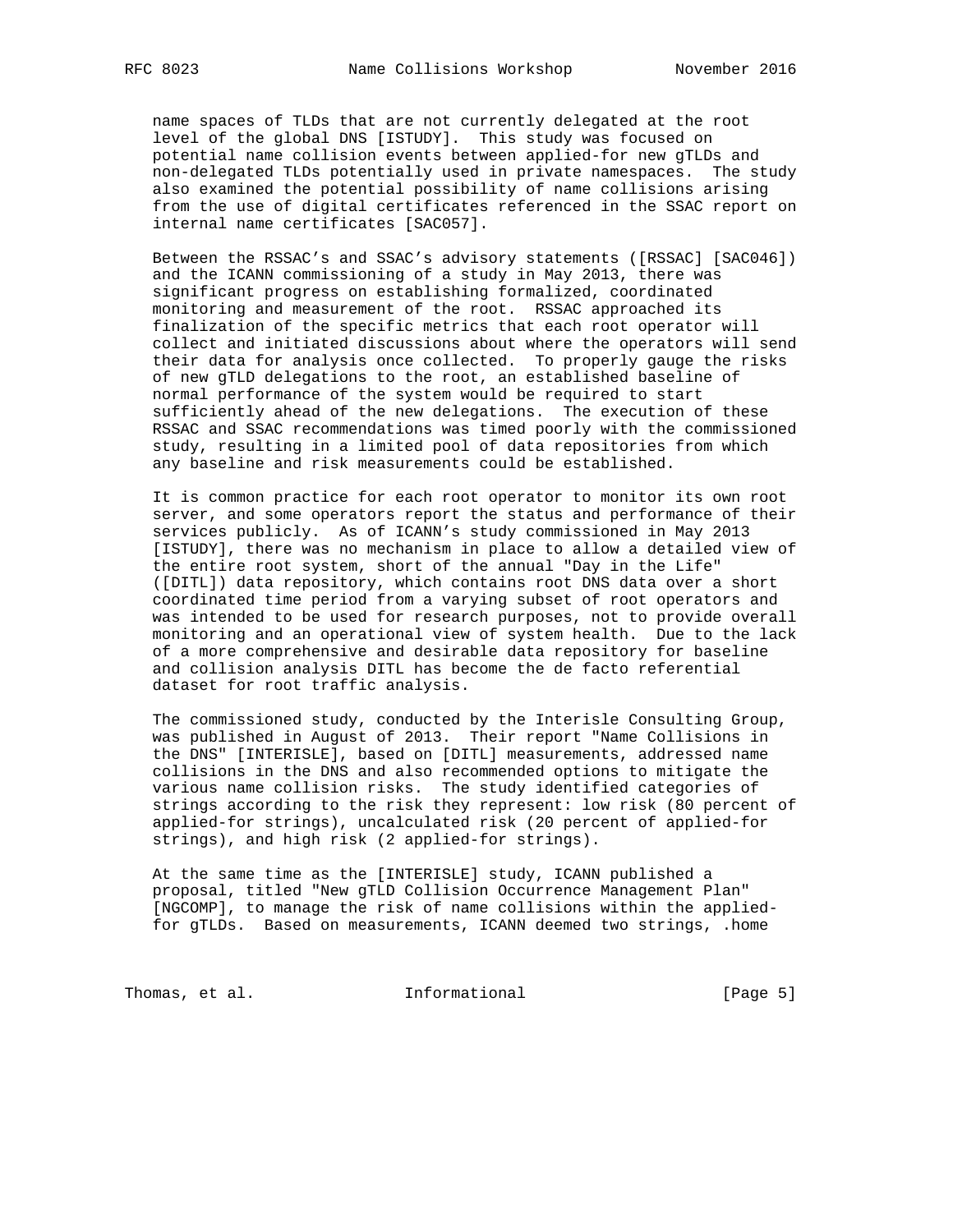name spaces of TLDs that are not currently delegated at the root level of the global DNS [ISTUDY]. This study was focused on potential name collision events between applied-for new gTLDs and non-delegated TLDs potentially used in private namespaces. The study also examined the potential possibility of name collisions arising from the use of digital certificates referenced in the SSAC report on internal name certificates [SAC057].

Between the RSSAC's and SSAC's advisory statements ([RSSAC] [SAC046]) and the ICANN commissioning of a study in May 2013, there was significant progress on establishing formalized, coordinated monitoring and measurement of the root. RSSAC approached its finalization of the specific metrics that each root operator will collect and initiated discussions about where the operators will send their data for analysis once collected. To properly gauge the risks of new gTLD delegations to the root, an established baseline of normal performance of the system would be required to start sufficiently ahead of the new delegations. The execution of these RSSAC and SSAC recommendations was timed poorly with the commissioned study, resulting in a limited pool of data repositories from which any baseline and risk measurements could be established.

It is common practice for each root operator to monitor its own root server, and some operators report the status and performance of their services publicly. As of ICANN's study commissioned in May 2013 [ISTUDY], there was no mechanism in place to allow a detailed view of the entire root system, short of the annual "Day in the Life" ([DITL]) data repository, which contains root DNS data over a short coordinated time period from a varying subset of root operators and was intended to be used for research purposes, not to provide overall monitoring and an operational view of system health. Due to the lack of a more comprehensive and desirable data repository for baseline and collision analysis DITL has become the de facto referential dataset for root traffic analysis.

The commissioned study, conducted by the Interisle Consulting Group, was published in August of 2013. Their report "Name Collisions in the DNS" [INTERISLE], based on [DITL] measurements, addressed name collisions in the DNS and also recommended options to mitigate the various name collision risks. The study identified categories of strings according to the risk they represent: low risk (80 percent of applied-for strings), uncalculated risk (20 percent of applied-for strings), and high risk (2 applied-for strings).

At the same time as the [INTERISLE] study, ICANN published a proposal, titled "New gTLD Collision Occurrence Management Plan" [NGCOMP], to manage the risk of name collisions within the applied-for gTLDs. Based on measurements, ICANN deemed two strings, .home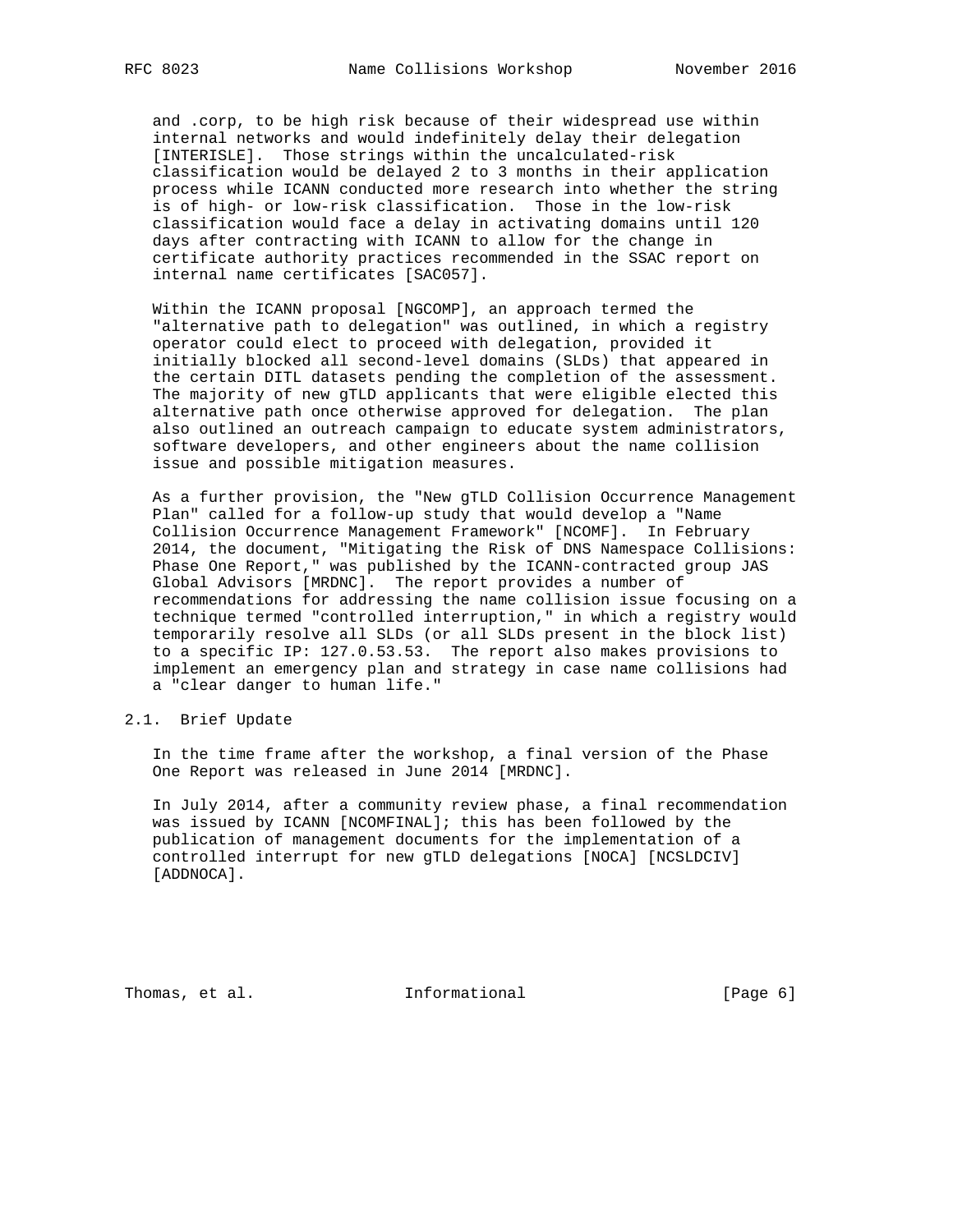and .corp, to be high risk because of their widespread use within internal networks and would indefinitely delay their delegation [INTERISLE]. Those strings within the uncalculated-risk classification would be delayed 2 to 3 months in their application process while ICANN conducted more research into whether the string is of high- or low-risk classification. Those in the low-risk classification would face a delay in activating domains until 120 days after contracting with ICANN to allow for the change in certificate authority practices recommended in the SSAC report on internal name certificates [SAC057].

Within the ICANN proposal [NGCOMP], an approach termed the "alternative path to delegation" was outlined, in which a registry operator could elect to proceed with delegation, provided it initially blocked all second-level domains (SLDs) that appeared in the certain DITL datasets pending the completion of the assessment. The majority of new gTLD applicants that were eligible elected this alternative path once otherwise approved for delegation. The plan also outlined an outreach campaign to educate system administrators, software developers, and other engineers about the name collision issue and possible mitigation measures.

As a further provision, the "New gTLD Collision Occurrence Management Plan" called for a follow-up study that would develop a "Name Collision Occurrence Management Framework" [NCOMF]. In February 2014, the document, "Mitigating the Risk of DNS Namespace Collisions: Phase One Report," was published by the ICANN-contracted group JAS Global Advisors [MRDNC]. The report provides a number of recommendations for addressing the name collision issue focusing on a technique termed "controlled interruption," in which a registry would temporarily resolve all SLDs (or all SLDs present in the block list) to a specific IP: 127.0.53.53. The report also makes provisions to implement an emergency plan and strategy in case name collisions had a "clear danger to human life."

## 2.1. Brief Update

In the time frame after the workshop, a final version of the Phase One Report was released in June 2014 [MRDNC].

In July 2014, after a community review phase, a final recommendation was issued by ICANN [NCOMFINAL]; this has been followed by the publication of management documents for the implementation of a controlled interrupt for new gTLD delegations [NOCA] [NCSLDCIV] [ADDNOCA].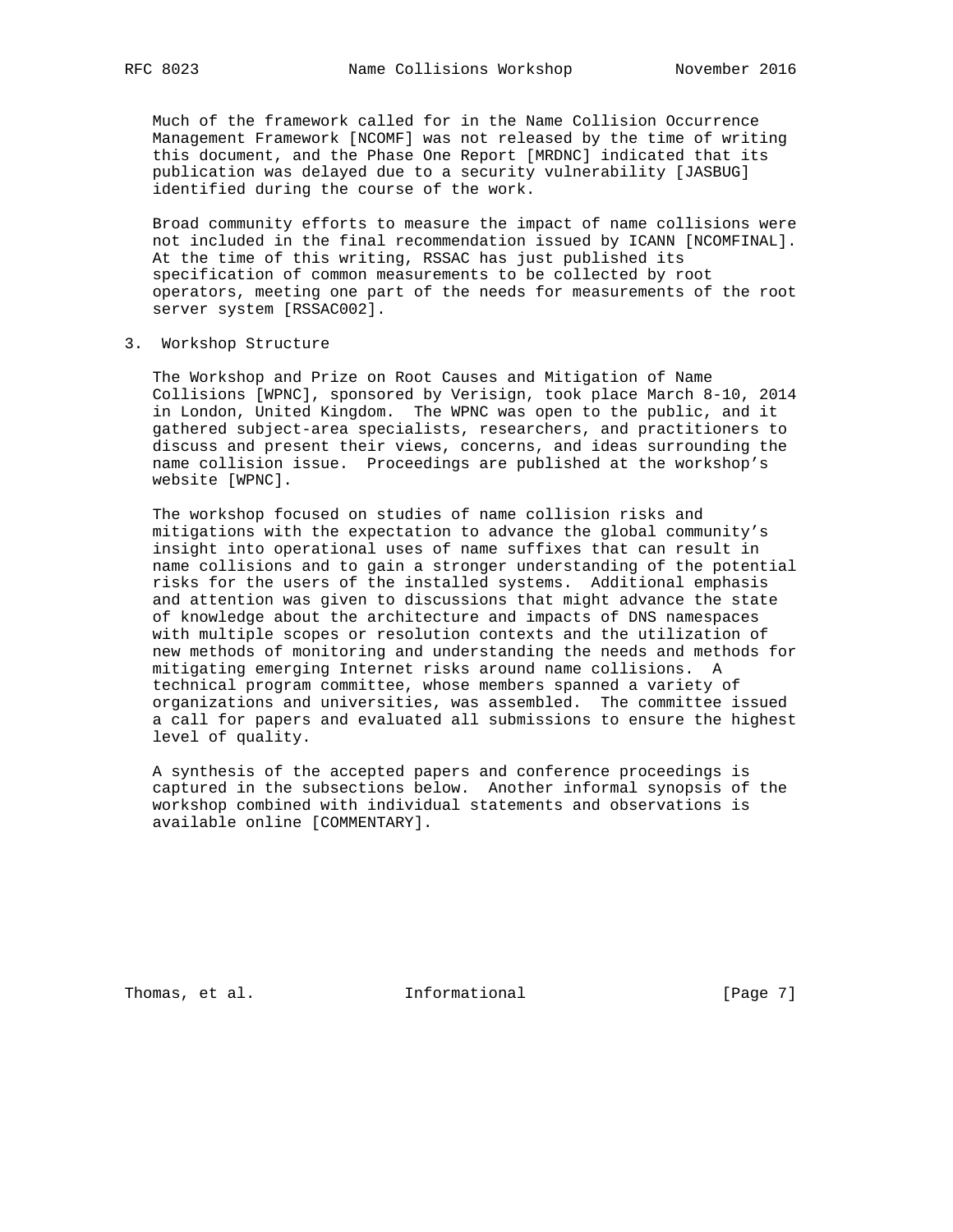Much of the framework called for in the Name Collision Occurrence Management Framework [NCOMF] was not released by the time of writing this document, and the Phase One Report [MRDNC] indicated that its publication was delayed due to a security vulnerability [JASBUG] identified during the course of the work.

Broad community efforts to measure the impact of name collisions were not included in the final recommendation issued by ICANN [NCOMFINAL]. At the time of this writing, RSSAC has just published its specification of common measurements to be collected by root operators, meeting one part of the needs for measurements of the root server system [RSSAC002].

## 3. Workshop Structure

The Workshop and Prize on Root Causes and Mitigation of Name Collisions [WPNC], sponsored by Verisign, took place March 8-10, 2014 in London, United Kingdom. The WPNC was open to the public, and it gathered subject-area specialists, researchers, and practitioners to discuss and present their views, concerns, and ideas surrounding the name collision issue. Proceedings are published at the workshop's website [WPNC].

The workshop focused on studies of name collision risks and mitigations with the expectation to advance the global community's insight into operational uses of name suffixes that can result in name collisions and to gain a stronger understanding of the potential risks for the users of the installed systems. Additional emphasis and attention was given to discussions that might advance the state of knowledge about the architecture and impacts of DNS namespaces with multiple scopes or resolution contexts and the utilization of new methods of monitoring and understanding the needs and methods for mitigating emerging Internet risks around name collisions. A technical program committee, whose members spanned a variety of organizations and universities, was assembled. The committee issued a call for papers and evaluated all submissions to ensure the highest level of quality.

A synthesis of the accepted papers and conference proceedings is captured in the subsections below. Another informal synopsis of the workshop combined with individual statements and observations is available online [COMMENTARY].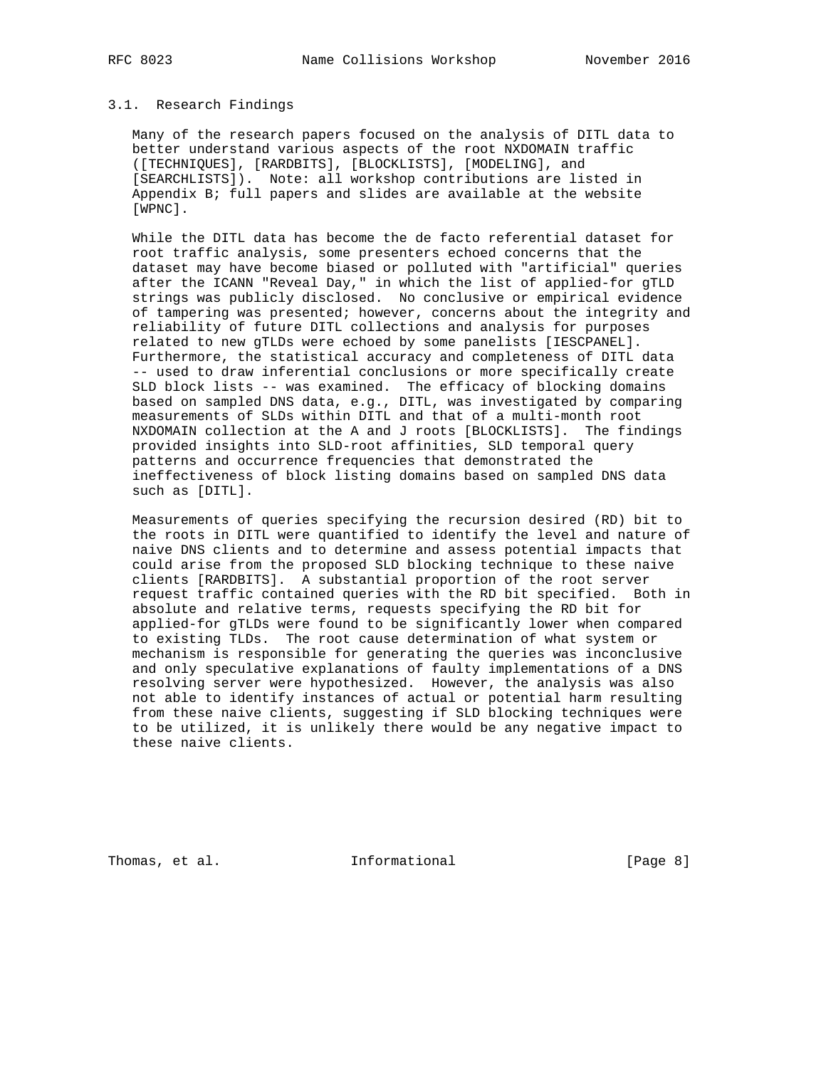### 3.1. Research Findings

Many of the research papers focused on the analysis of DITL data to better understand various aspects of the root NXDOMAIN traffic ([TECHNIQUES], [RARDBITS], [BLOCKLISTS], [MODELING], and [SEARCHLISTS]). Note: all workshop contributions are listed in Appendix B; full papers and slides are available at the website [WPNC].

While the DITL data has become the de facto referential dataset for root traffic analysis, some presenters echoed concerns that the dataset may have become biased or polluted with "artificial" queries after the ICANN "Reveal Day," in which the list of applied-for gTLD strings was publicly disclosed. No conclusive or empirical evidence of tampering was presented; however, concerns about the integrity and reliability of future DITL collections and analysis for purposes related to new gTLDs were echoed by some panelists [IESCPANEL]. Furthermore, the statistical accuracy and completeness of DITL data -- used to draw inferential conclusions or more specifically create SLD block lists -- was examined. The efficacy of blocking domains based on sampled DNS data, e.g., DITL, was investigated by comparing measurements of SLDs within DITL and that of a multi-month root NXDOMAIN collection at the A and J roots [BLOCKLISTS]. The findings provided insights into SLD-root affinities, SLD temporal query patterns and occurrence frequencies that demonstrated the ineffectiveness of block listing domains based on sampled DNS data such as [DITL].

Measurements of queries specifying the recursion desired (RD) bit to the roots in DITL were quantified to identify the level and nature of naive DNS clients and to determine and assess potential impacts that could arise from the proposed SLD blocking technique to these naive clients [RARDBITS]. A substantial proportion of the root server request traffic contained queries with the RD bit specified. Both in absolute and relative terms, requests specifying the RD bit for applied-for gTLDs were found to be significantly lower when compared to existing TLDs. The root cause determination of what system or mechanism is responsible for generating the queries was inconclusive and only speculative explanations of faulty implementations of a DNS resolving server were hypothesized. However, the analysis was also not able to identify instances of actual or potential harm resulting from these naive clients, suggesting if SLD blocking techniques were to be utilized, it is unlikely there would be any negative impact to these naive clients.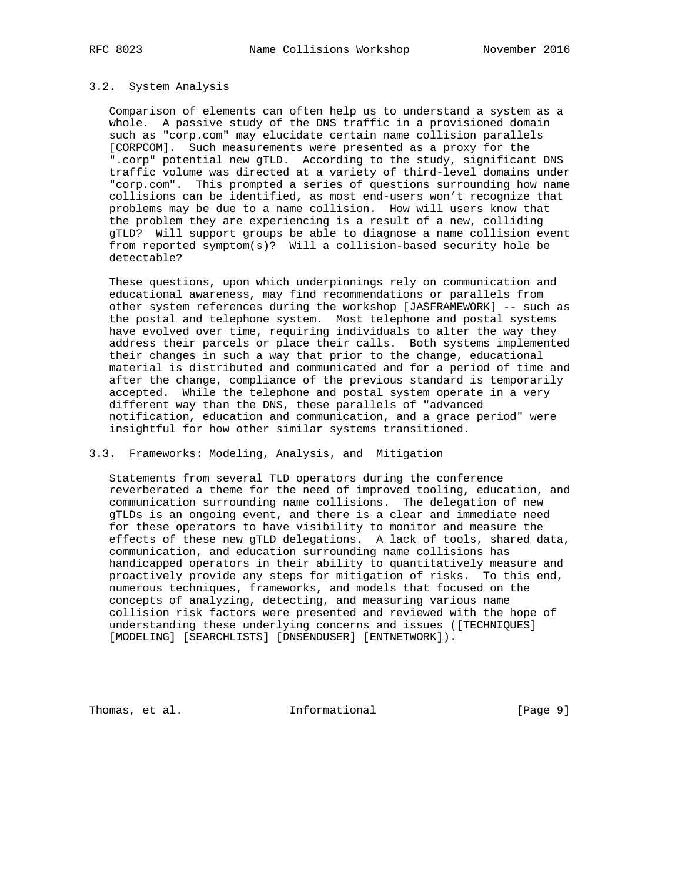### 3.2. System Analysis

Comparison of elements can often help us to understand a system as a whole. A passive study of the DNS traffic in a provisioned domain such as "corp.com" may elucidate certain name collision parallels [CORPCOM]. Such measurements were presented as a proxy for the ".corp" potential new gTLD. According to the study, significant DNS traffic volume was directed at a variety of third-level domains under "corp.com". This prompted a series of questions surrounding how name collisions can be identified, as most end-users won't recognize that problems may be due to a name collision. How will users know that the problem they are experiencing is a result of a new, colliding gTLD? Will support groups be able to diagnose a name collision event from reported symptom(s)? Will a collision-based security hole be detectable?

These questions, upon which underpinnings rely on communication and educational awareness, may find recommendations or parallels from other system references during the workshop [JASFRAMEWORK] -- such as the postal and telephone system. Most telephone and postal systems have evolved over time, requiring individuals to alter the way they address their parcels or place their calls. Both systems implemented their changes in such a way that prior to the change, educational material is distributed and communicated and for a period of time and after the change, compliance of the previous standard is temporarily accepted. While the telephone and postal system operate in a very different way than the DNS, these parallels of "advanced notification, education and communication, and a grace period" were insightful for how other similar systems transitioned.

### 3.3. Frameworks: Modeling, Analysis, and Mitigation

Statements from several TLD operators during the conference reverberated a theme for the need of improved tooling, education, and communication surrounding name collisions. The delegation of new gTLDs is an ongoing event, and there is a clear and immediate need for these operators to have visibility to monitor and measure the effects of these new gTLD delegations. A lack of tools, shared data, communication, and education surrounding name collisions has handicapped operators in their ability to quantitatively measure and proactively provide any steps for mitigation of risks. To this end, numerous techniques, frameworks, and models that focused on the concepts of analyzing, detecting, and measuring various name collision risk factors were presented and reviewed with the hope of understanding these underlying concerns and issues ([TECHNIQUES] [MODELING] [SEARCHLISTS] [DNSENDUSER] [ENTNETWORK]).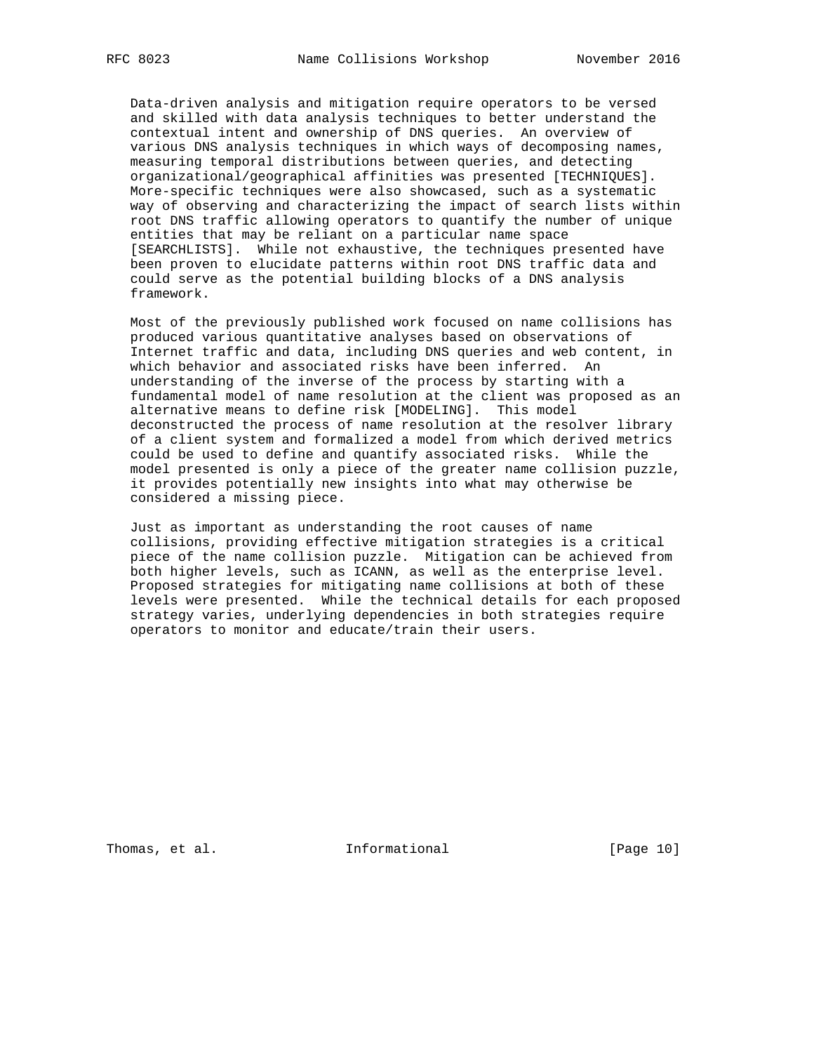Data-driven analysis and mitigation require operators to be versed and skilled with data analysis techniques to better understand the contextual intent and ownership of DNS queries. An overview of various DNS analysis techniques in which ways of decomposing names, measuring temporal distributions between queries, and detecting organizational/geographical affinities was presented [TECHNIQUES]. More-specific techniques were also showcased, such as a systematic way of observing and characterizing the impact of search lists within root DNS traffic allowing operators to quantify the number of unique entities that may be reliant on a particular name space [SEARCHLISTS]. While not exhaustive, the techniques presented have been proven to elucidate patterns within root DNS traffic data and could serve as the potential building blocks of a DNS analysis framework.

Most of the previously published work focused on name collisions has produced various quantitative analyses based on observations of Internet traffic and data, including DNS queries and web content, in which behavior and associated risks have been inferred. An understanding of the inverse of the process by starting with a fundamental model of name resolution at the client was proposed as an alternative means to define risk [MODELING]. This model deconstructed the process of name resolution at the resolver library of a client system and formalized a model from which derived metrics could be used to define and quantify associated risks. While the model presented is only a piece of the greater name collision puzzle, it provides potentially new insights into what may otherwise be considered a missing piece.

Just as important as understanding the root causes of name collisions, providing effective mitigation strategies is a critical piece of the name collision puzzle. Mitigation can be achieved from both higher levels, such as ICANN, as well as the enterprise level. Proposed strategies for mitigating name collisions at both of these levels were presented. While the technical details for each proposed strategy varies, underlying dependencies in both strategies require operators to monitor and educate/train their users.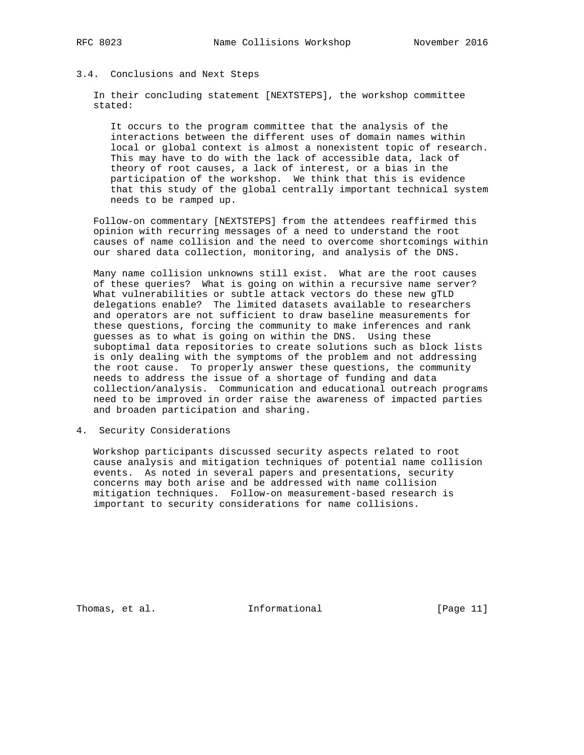### 3.4. Conclusions and Next Steps

In their concluding statement [NEXTSTEPS], the workshop committee stated:

> It occurs to the program committee that the analysis of the interactions between the different uses of domain names within local or global context is almost a nonexistent topic of research. This may have to do with the lack of accessible data, lack of theory of root causes, a lack of interest, or a bias in the participation of the workshop. We think that this is evidence that this study of the global centrally important technical system needs to be ramped up.

Follow-on commentary [NEXTSTEPS] from the attendees reaffirmed this opinion with recurring messages of a need to understand the root causes of name collision and the need to overcome shortcomings within our shared data collection, monitoring, and analysis of the DNS.

Many name collision unknowns still exist. What are the root causes of these queries? What is going on within a recursive name server? What vulnerabilities or subtle attack vectors do these new gTLD delegations enable? The limited datasets available to researchers and operators are not sufficient to draw baseline measurements for these questions, forcing the community to make inferences and rank guesses as to what is going on within the DNS. Using these suboptimal data repositories to create solutions such as block lists is only dealing with the symptoms of the problem and not addressing the root cause. To properly answer these questions, the community needs to address the issue of a shortage of funding and data collection/analysis. Communication and educational outreach programs need to be improved in order raise the awareness of impacted parties and broaden participation and sharing.

## 4. Security Considerations

Workshop participants discussed security aspects related to root cause analysis and mitigation techniques of potential name collision events. As noted in several papers and presentations, security concerns may both arise and be addressed with name collision mitigation techniques. Follow-on measurement-based research is important to security considerations for name collisions.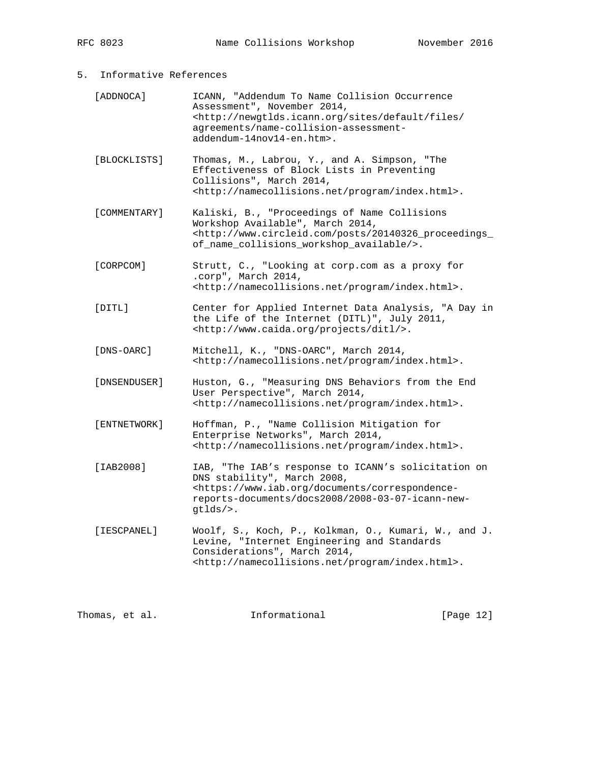## 5. Informative References

[ADDNOCA] ICANN, "Addendum To Name Collision Occurrence Assessment", November 2014, <http://newgtlds.icann.org/sites/default/files/agreements/name-collision-assessment-addendum-14nov14-en.htm>.

[BLOCKLISTS] Thomas, M., Labrou, Y., and A. Simpson, "The Effectiveness of Block Lists in Preventing Collisions", March 2014, <http://namecollisions.net/program/index.html>.

[COMMENTARY] Kaliski, B., "Proceedings of Name Collisions Workshop Available", March 2014, <http://www.circleid.com/posts/20140326_proceedings_of_name_collisions_workshop_available/>.

[CORPCOM] Strutt, C., "Looking at corp.com as a proxy for .corp", March 2014, <http://namecollisions.net/program/index.html>.

[DITL] Center for Applied Internet Data Analysis, "A Day in the Life of the Internet (DITL)", July 2011, <http://www.caida.org/projects/ditl/>.

[DNS-OARC] Mitchell, K., "DNS-OARC", March 2014, <http://namecollisions.net/program/index.html>.

[DNSENDUSER] Huston, G., "Measuring DNS Behaviors from the End User Perspective", March 2014, <http://namecollisions.net/program/index.html>.

[ENTNETWORK] Hoffman, P., "Name Collision Mitigation for Enterprise Networks", March 2014, <http://namecollisions.net/program/index.html>.

[IAB2008] IAB, "The IAB's response to ICANN's solicitation on DNS stability", March 2008, <https://www.iab.org/documents/correspondence-reports-documents/docs2008/2008-03-07-icann-new-gtlds/>.

[IESCPANEL] Woolf, S., Koch, P., Kolkman, O., Kumari, W., and J. Levine, "Internet Engineering and Standards Considerations", March 2014, <http://namecollisions.net/program/index.html>.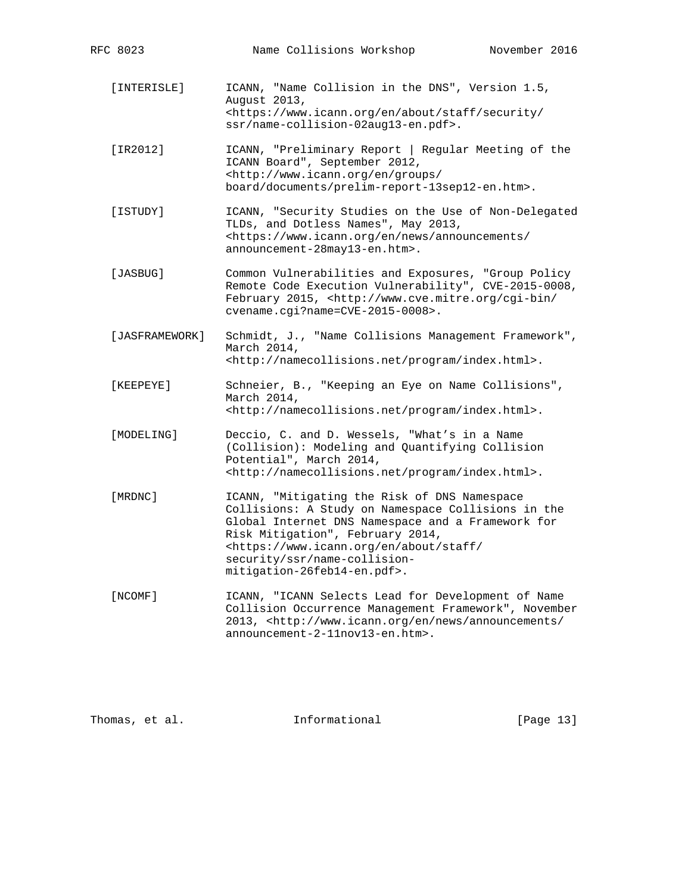[INTERISLE] ICANN, "Name Collision in the DNS", Version 1.5, August 2013, <https://www.icann.org/en/about/staff/security/ssr/name-collision-02aug13-en.pdf>.

[IR2012] ICANN, "Preliminary Report | Regular Meeting of the ICANN Board", September 2012, <http://www.icann.org/en/groups/board/documents/prelim-report-13sep12-en.htm>.

[ISTUDY] ICANN, "Security Studies on the Use of Non-Delegated TLDs, and Dotless Names", May 2013, <https://www.icann.org/en/news/announcements/announcement-28may13-en.htm>.

[JASBUG] Common Vulnerabilities and Exposures, "Group Policy Remote Code Execution Vulnerability", CVE-2015-0008, February 2015, <http://www.cve.mitre.org/cgi-bin/cvename.cgi?name=CVE-2015-0008>.

[JASFRAMEWORK] Schmidt, J., "Name Collisions Management Framework", March 2014, <http://namecollisions.net/program/index.html>.

[KEEPEYE] Schneier, B., "Keeping an Eye on Name Collisions", March 2014, <http://namecollisions.net/program/index.html>.

[MODELING] Deccio, C. and D. Wessels, "What's in a Name (Collision): Modeling and Quantifying Collision Potential", March 2014, <http://namecollisions.net/program/index.html>.

[MRDNC] ICANN, "Mitigating the Risk of DNS Namespace Collisions: A Study on Namespace Collisions in the Global Internet DNS Namespace and a Framework for Risk Mitigation", February 2014, <https://www.icann.org/en/about/staff/security/ssr/name-collision-mitigation-26feb14-en.pdf>.

[NCOMF] ICANN, "ICANN Selects Lead for Development of Name Collision Occurrence Management Framework", November 2013, <http://www.icann.org/en/news/announcements/announcement-2-11nov13-en.htm>.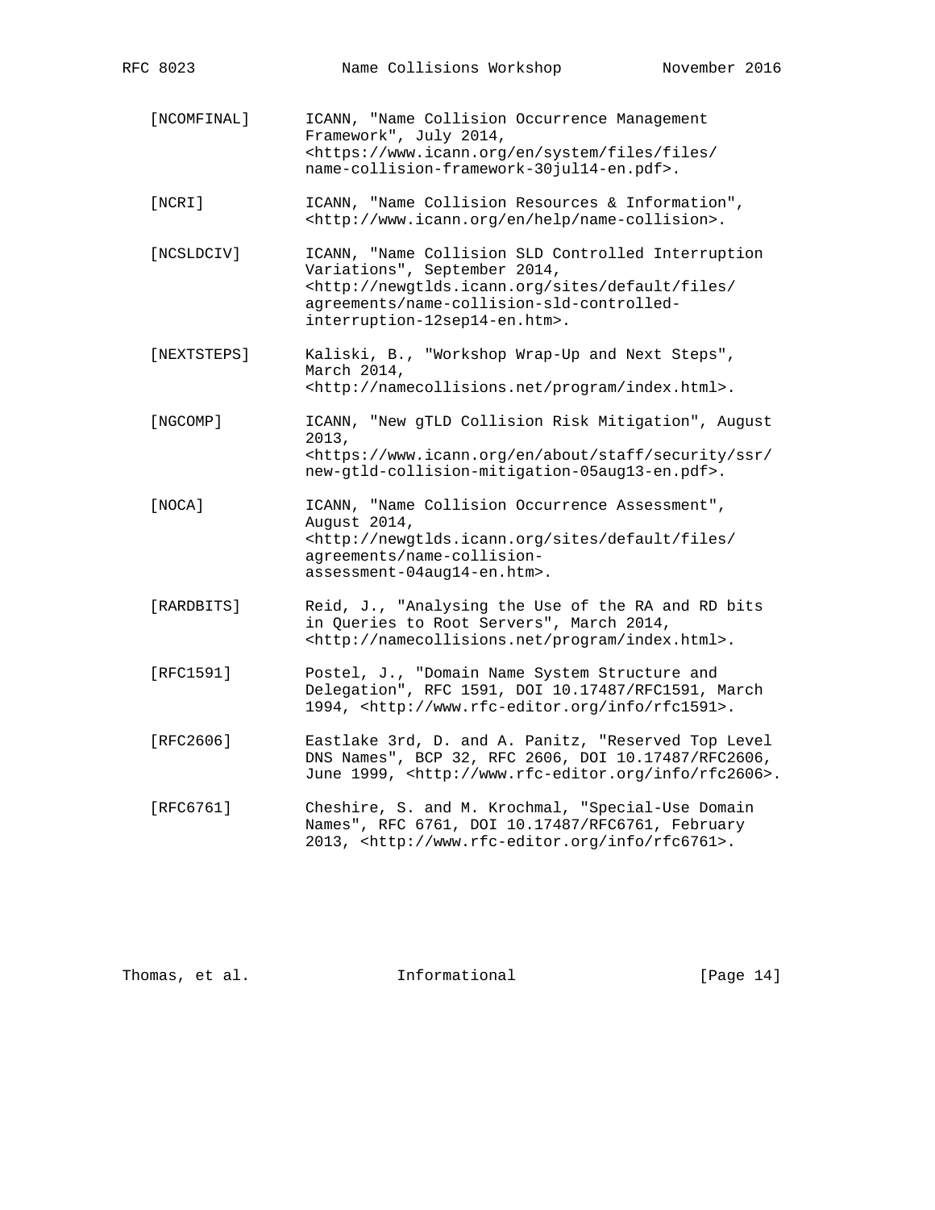[NCOMFINAL] ICANN, "Name Collision Occurrence Management Framework", July 2014, <https://www.icann.org/en/system/files/files/name-collision-framework-30jul14-en.pdf>.

[NCRI] ICANN, "Name Collision Resources & Information", <http://www.icann.org/en/help/name-collision>.

[NCSLDCIV] ICANN, "Name Collision SLD Controlled Interruption Variations", September 2014, <http://newgtlds.icann.org/sites/default/files/agreements/name-collision-sld-controlled-interruption-12sep14-en.htm>.

[NEXTSTEPS] Kaliski, B., "Workshop Wrap-Up and Next Steps", March 2014, <http://namecollisions.net/program/index.html>.

[NGCOMP] ICANN, "New gTLD Collision Risk Mitigation", August 2013, <https://www.icann.org/en/about/staff/security/ssr/new-gtld-collision-mitigation-05aug13-en.pdf>.

[NOCA] ICANN, "Name Collision Occurrence Assessment", August 2014, <http://newgtlds.icann.org/sites/default/files/agreements/name-collision-assessment-04aug14-en.htm>.

[RARDBITS] Reid, J., "Analysing the Use of the RA and RD bits in Queries to Root Servers", March 2014, <http://namecollisions.net/program/index.html>.

[RFC1591] Postel, J., "Domain Name System Structure and Delegation", RFC 1591, DOI 10.17487/RFC1591, March 1994, <http://www.rfc-editor.org/info/rfc1591>.

[RFC2606] Eastlake 3rd, D. and A. Panitz, "Reserved Top Level DNS Names", BCP 32, RFC 2606, DOI 10.17487/RFC2606, June 1999, <http://www.rfc-editor.org/info/rfc2606>.

[RFC6761] Cheshire, S. and M. Krochmal, "Special-Use Domain Names", RFC 6761, DOI 10.17487/RFC6761, February 2013, <http://www.rfc-editor.org/info/rfc6761>.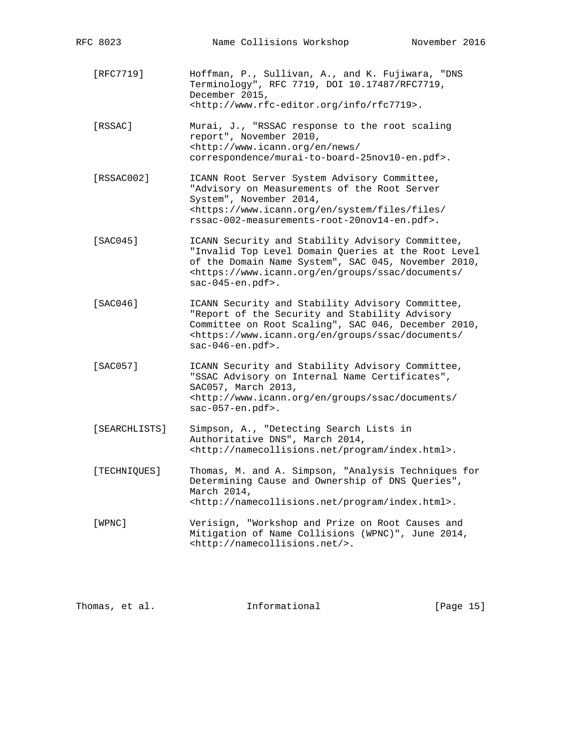[RFC7719] Hoffman, P., Sullivan, A., and K. Fujiwara, "DNS Terminology", RFC 7719, DOI 10.17487/RFC7719, December 2015, <http://www.rfc-editor.org/info/rfc7719>.

[RSSAC] Murai, J., "RSSAC response to the root scaling report", November 2010, <http://www.icann.org/en/news/correspondence/murai-to-board-25nov10-en.pdf>.

[RSSAC002] ICANN Root Server System Advisory Committee, "Advisory on Measurements of the Root Server System", November 2014, <https://www.icann.org/en/system/files/files/rssac-002-measurements-root-20nov14-en.pdf>.

[SAC045] ICANN Security and Stability Advisory Committee, "Invalid Top Level Domain Queries at the Root Level of the Domain Name System", SAC 045, November 2010, <https://www.icann.org/en/groups/ssac/documents/sac-045-en.pdf>.

[SAC046] ICANN Security and Stability Advisory Committee, "Report of the Security and Stability Advisory Committee on Root Scaling", SAC 046, December 2010, <https://www.icann.org/en/groups/ssac/documents/sac-046-en.pdf>.

[SAC057] ICANN Security and Stability Advisory Committee, "SSAC Advisory on Internal Name Certificates", SAC057, March 2013, <http://www.icann.org/en/groups/ssac/documents/sac-057-en.pdf>.

[SEARCHLISTS] Simpson, A., "Detecting Search Lists in Authoritative DNS", March 2014, <http://namecollisions.net/program/index.html>.

[TECHNIQUES] Thomas, M. and A. Simpson, "Analysis Techniques for Determining Cause and Ownership of DNS Queries", March 2014, <http://namecollisions.net/program/index.html>.

[WPNC] Verisign, "Workshop and Prize on Root Causes and Mitigation of Name Collisions (WPNC)", June 2014, <http://namecollisions.net/>.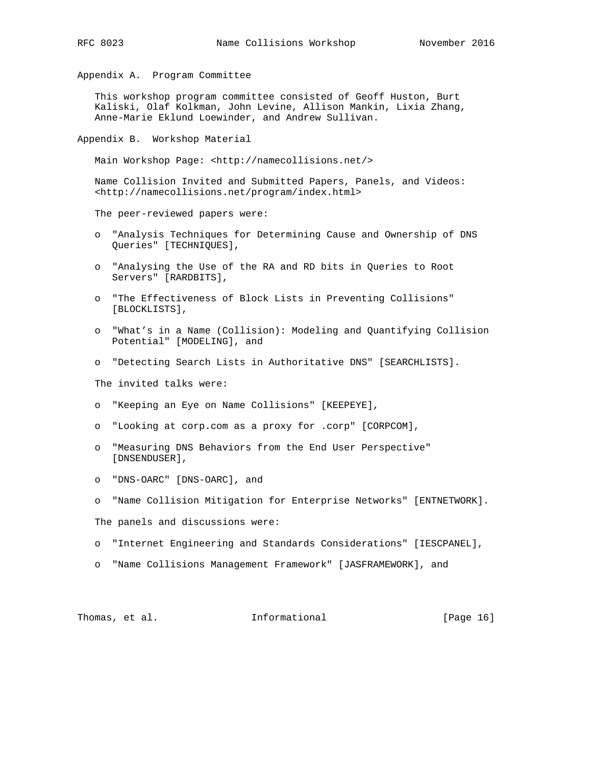## Appendix A. Program Committee

This workshop program committee consisted of Geoff Huston, Burt Kaliski, Olaf Kolkman, John Levine, Allison Mankin, Lixia Zhang, Anne-Marie Eklund Loewinder, and Andrew Sullivan.

## Appendix B. Workshop Material

Main Workshop Page: <http://namecollisions.net/>

Name Collision Invited and Submitted Papers, Panels, and Videos: <http://namecollisions.net/program/index.html>

The peer-reviewed papers were:

- "Analysis Techniques for Determining Cause and Ownership of DNS Queries" [TECHNIQUES],
- "Analysing the Use of the RA and RD bits in Queries to Root Servers" [RARDBITS],
- "The Effectiveness of Block Lists in Preventing Collisions" [BLOCKLISTS],
- "What's in a Name (Collision): Modeling and Quantifying Collision Potential" [MODELING], and
- "Detecting Search Lists in Authoritative DNS" [SEARCHLISTS].

The invited talks were:

- "Keeping an Eye on Name Collisions" [KEEPEYE],
- "Looking at corp.com as a proxy for .corp" [CORPCOM],
- "Measuring DNS Behaviors from the End User Perspective" [DNSENDUSER],
- "DNS-OARC" [DNS-OARC], and
- "Name Collision Mitigation for Enterprise Networks" [ENTNETWORK].

The panels and discussions were:

- "Internet Engineering and Standards Considerations" [IESCPANEL],
- "Name Collisions Management Framework" [JASFRAMEWORK], and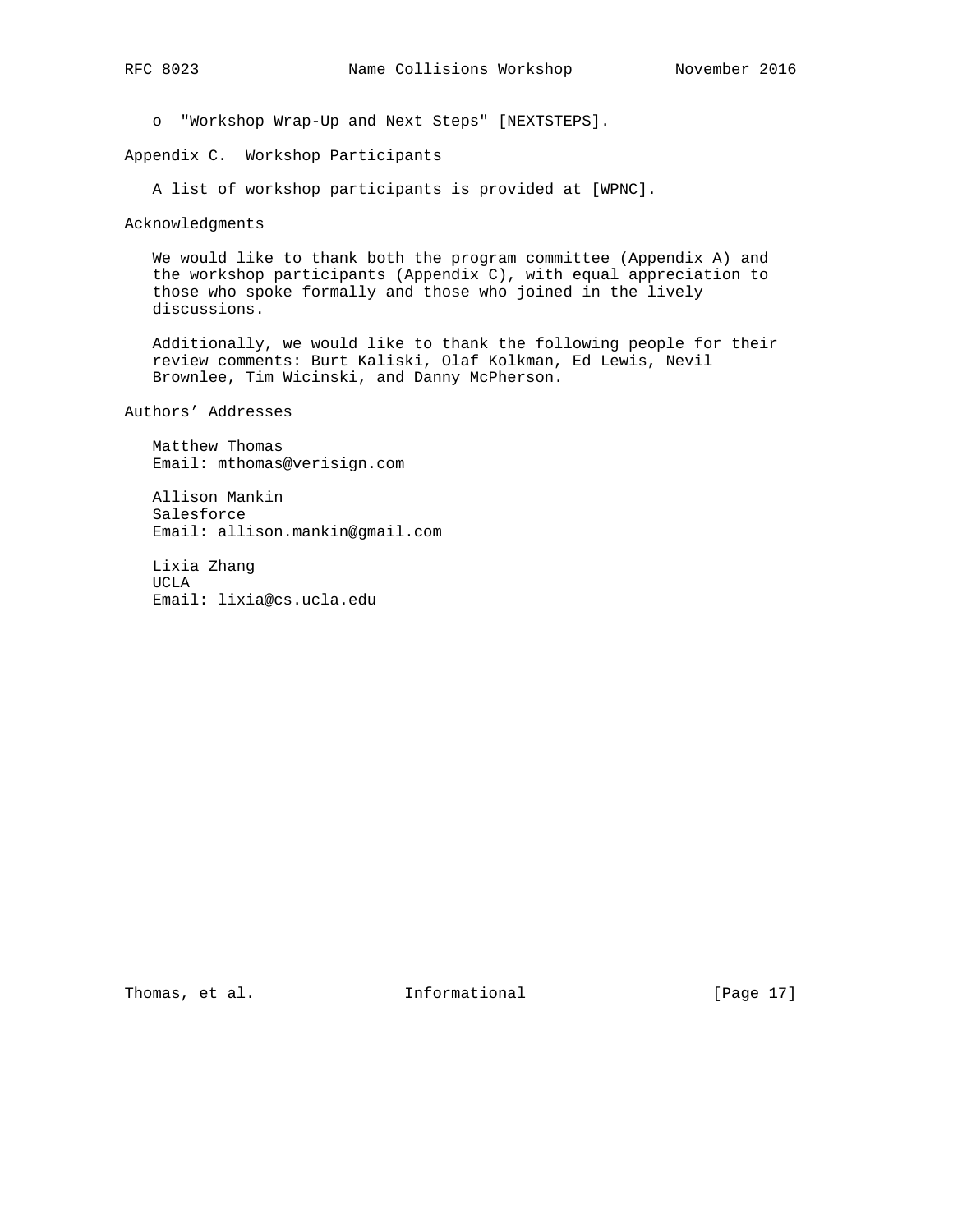o "Workshop Wrap-Up and Next Steps" [NEXTSTEPS].

## Appendix C. Workshop Participants

A list of workshop participants is provided at [WPNC].

## Acknowledgments

We would like to thank both the program committee (Appendix A) and the workshop participants (Appendix C), with equal appreciation to those who spoke formally and those who joined in the lively discussions.

Additionally, we would like to thank the following people for their review comments: Burt Kaliski, Olaf Kolkman, Ed Lewis, Nevil Brownlee, Tim Wicinski, and Danny McPherson.

## Authors' Addresses

Matthew Thomas
Email: mthomas@verisign.com

Allison Mankin
Salesforce
Email: allison.mankin@gmail.com

Lixia Zhang
UCLA
Email: lixia@cs.ucla.edu